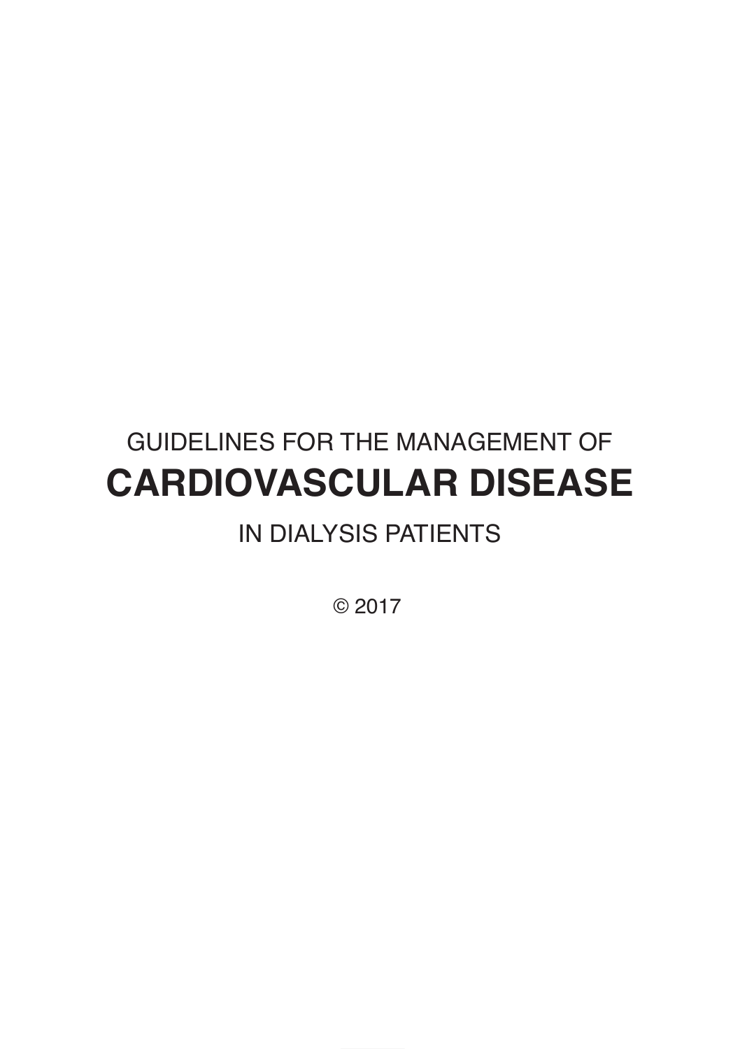GUIDELINES FOR THE MANAGEMENT OF

# CARDIOVASCULAR DISEASE

IN DIALYSIS PATIENTS

© 2017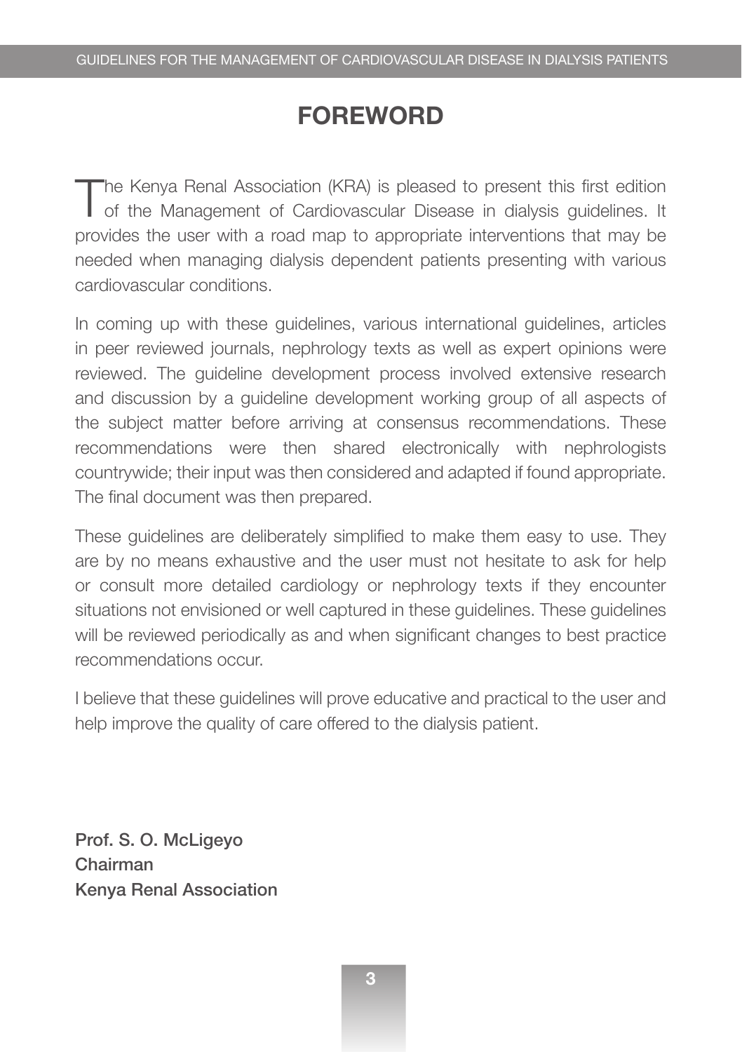# FOREWORD

The Kenya Renal Association (KRA) is pleased to present this first edition of the Management of Cardiovascular Disease in dialysis guidelines. It provides the user with a road map to appropriate interventions that may be needed when managing dialysis dependent patients presenting with various cardiovascular conditions.

In coming up with these guidelines, various international guidelines, articles in peer reviewed journals, nephrology texts as well as expert opinions were reviewed. The guideline development process involved extensive research and discussion by a guideline development working group of all aspects of the subject matter before arriving at consensus recommendations. These recommendations were then shared electronically with nephrologists countrywide; their input was then considered and adapted if found appropriate. The final document was then prepared.

These guidelines are deliberately simplified to make them easy to use. They are by no means exhaustive and the user must not hesitate to ask for help or consult more detailed cardiology or nephrology texts if they encounter situations not envisioned or well captured in these guidelines. These guidelines will be reviewed periodically as and when significant changes to best practice recommendations occur.

I believe that these guidelines will prove educative and practical to the user and help improve the quality of care offered to the dialysis patient.

**Prof. S. O. McLigeyo**
**Chairman**
**Kenya Renal Association**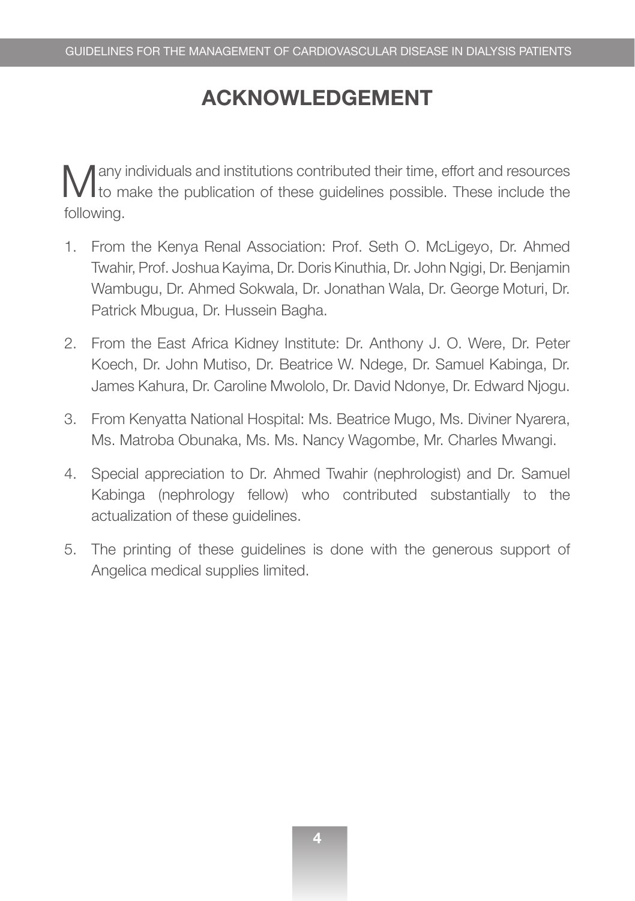# ACKNOWLEDGEMENT

Many individuals and institutions contributed their time, effort and resources to make the publication of these guidelines possible. These include the following.

1. From the Kenya Renal Association: Prof. Seth O. McLigeyo, Dr. Ahmed Twahir, Prof. Joshua Kayima, Dr. Doris Kinuthia, Dr. John Ngigi, Dr. Benjamin Wambugu, Dr. Ahmed Sokwala, Dr. Jonathan Wala, Dr. George Moturi, Dr. Patrick Mbugua, Dr. Hussein Bagha.

2. From the East Africa Kidney Institute: Dr. Anthony J. O. Were, Dr. Peter Koech, Dr. John Mutiso, Dr. Beatrice W. Ndege, Dr. Samuel Kabinga, Dr. James Kahura, Dr. Caroline Mwololo, Dr. David Ndonye, Dr. Edward Njogu.

3. From Kenyatta National Hospital: Ms. Beatrice Mugo, Ms. Diviner Nyarera, Ms. Matroba Obunaka, Ms. Ms. Nancy Wagombe, Mr. Charles Mwangi.

4. Special appreciation to Dr. Ahmed Twahir (nephrologist) and Dr. Samuel Kabinga (nephrology fellow) who contributed substantially to the actualization of these guidelines.

5. The printing of these guidelines is done with the generous support of Angelica medical supplies limited.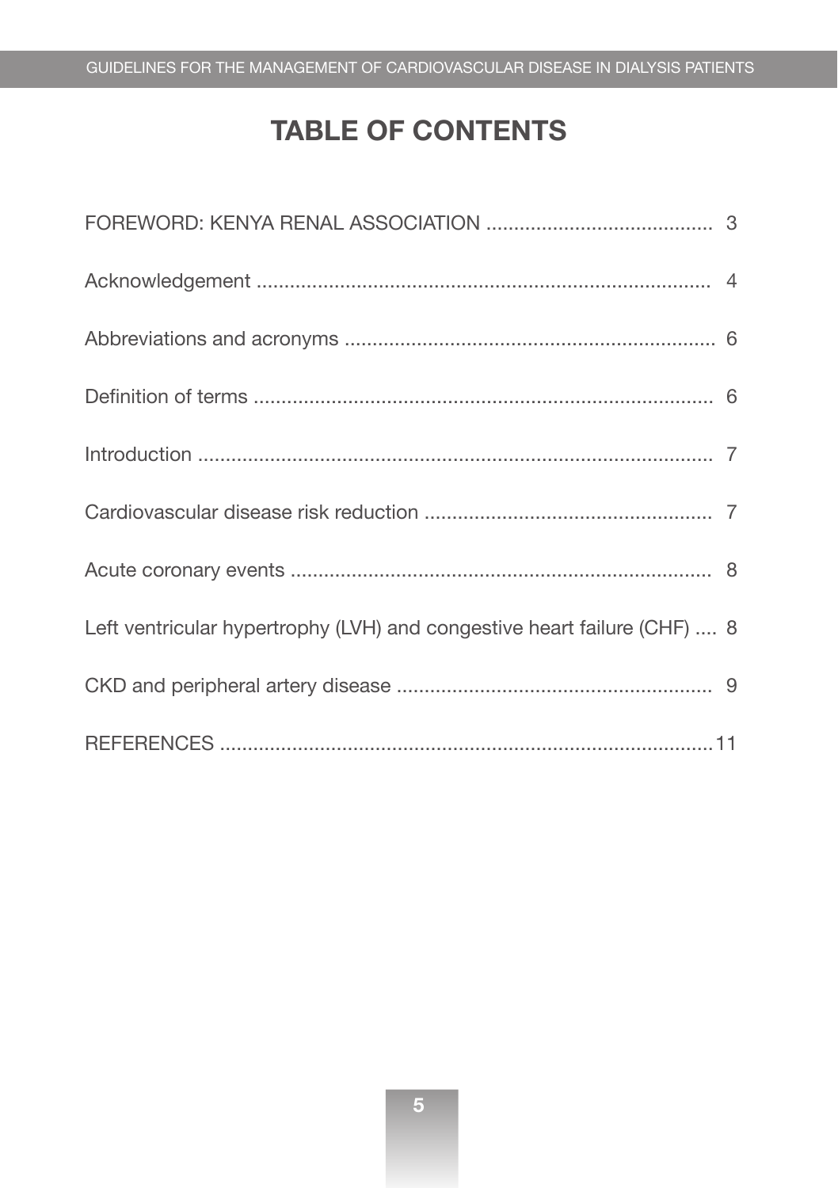# TABLE OF CONTENTS

FOREWORD: KENYA RENAL ASSOCIATION ........................................ 3

Acknowledgement .................................................................................. 4

Abbreviations and acronyms ................................................................... 6

Definition of terms ................................................................................... 6

Introduction ............................................................................................. 7

Cardiovascular disease risk reduction .................................................... 7

Acute coronary events ............................................................................ 8

Left ventricular hypertrophy (LVH) and congestive heart failure (CHF) .... 8

CKD and peripheral artery disease ......................................................... 9

REFERENCES .........................................................................................11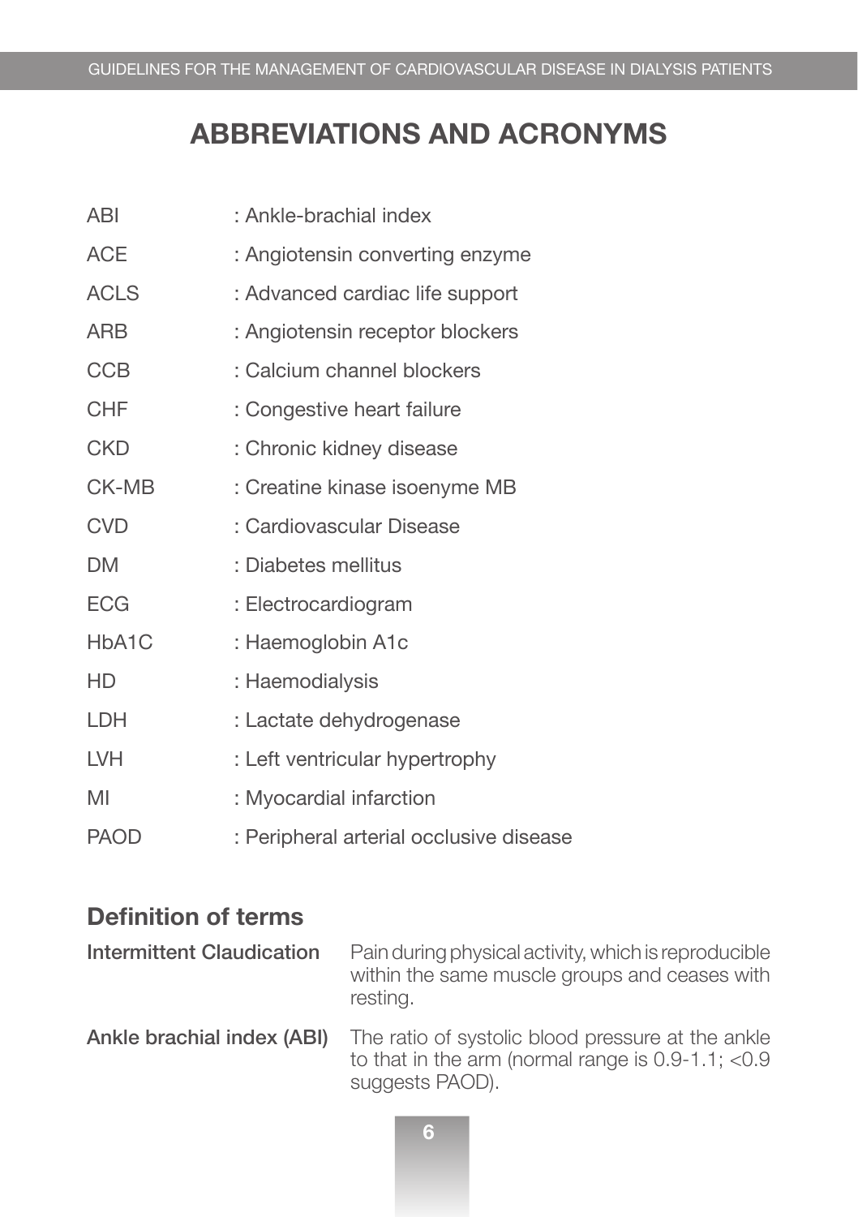# ABBREVIATIONS AND ACRONYMS

| | |
|---|---|
| ABI | : Ankle-brachial index |
| ACE | : Angiotensin converting enzyme |
| ACLS | : Advanced cardiac life support |
| ARB | : Angiotensin receptor blockers |
| CCB | : Calcium channel blockers |
| CHF | : Congestive heart failure |
| CKD | : Chronic kidney disease |
| CK-MB | : Creatine kinase isoenyme MB |
| CVD | : Cardiovascular Disease |
| DM | : Diabetes mellitus |
| ECG | : Electrocardiogram |
| HbA1C | : Haemoglobin A1c |
| HD | : Haemodialysis |
| LDH | : Lactate dehydrogenase |
| LVH | : Left ventricular hypertrophy |
| MI | : Myocardial infarction |
| PAOD | : Peripheral arterial occlusive disease |

## Definition of terms

**Intermittent Claudication** Pain during physical activity, which is reproducible within the same muscle groups and ceases with resting.

**Ankle brachial index (ABI)** The ratio of systolic blood pressure at the ankle to that in the arm (normal range is 0.9-1.1; <0.9 suggests PAOD).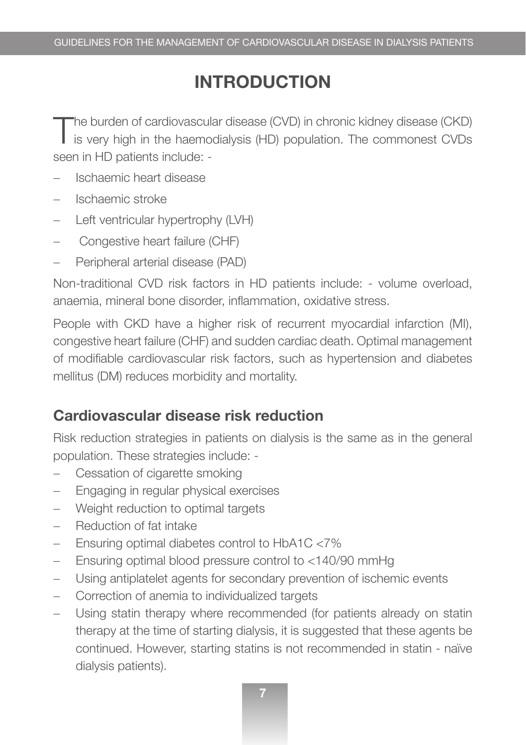# INTRODUCTION

The burden of cardiovascular disease (CVD) in chronic kidney disease (CKD) is very high in the haemodialysis (HD) population. The commonest CVDs seen in HD patients include: -

- Ischaemic heart disease
- Ischaemic stroke
- Left ventricular hypertrophy (LVH)
- Congestive heart failure (CHF)
- Peripheral arterial disease (PAD)

Non-traditional CVD risk factors in HD patients include: - volume overload, anaemia, mineral bone disorder, inflammation, oxidative stress.

People with CKD have a higher risk of recurrent myocardial infarction (MI), congestive heart failure (CHF) and sudden cardiac death. Optimal management of modifiable cardiovascular risk factors, such as hypertension and diabetes mellitus (DM) reduces morbidity and mortality.

## Cardiovascular disease risk reduction

Risk reduction strategies in patients on dialysis is the same as in the general population. These strategies include: -

- Cessation of cigarette smoking
- Engaging in regular physical exercises
- Weight reduction to optimal targets
- Reduction of fat intake
- Ensuring optimal diabetes control to HbA1C <7%
- Ensuring optimal blood pressure control to <140/90 mmHg
- Using antiplatelet agents for secondary prevention of ischemic events
- Correction of anemia to individualized targets
- Using statin therapy where recommended (for patients already on statin therapy at the time of starting dialysis, it is suggested that these agents be continued. However, starting statins is not recommended in statin - naïve dialysis patients).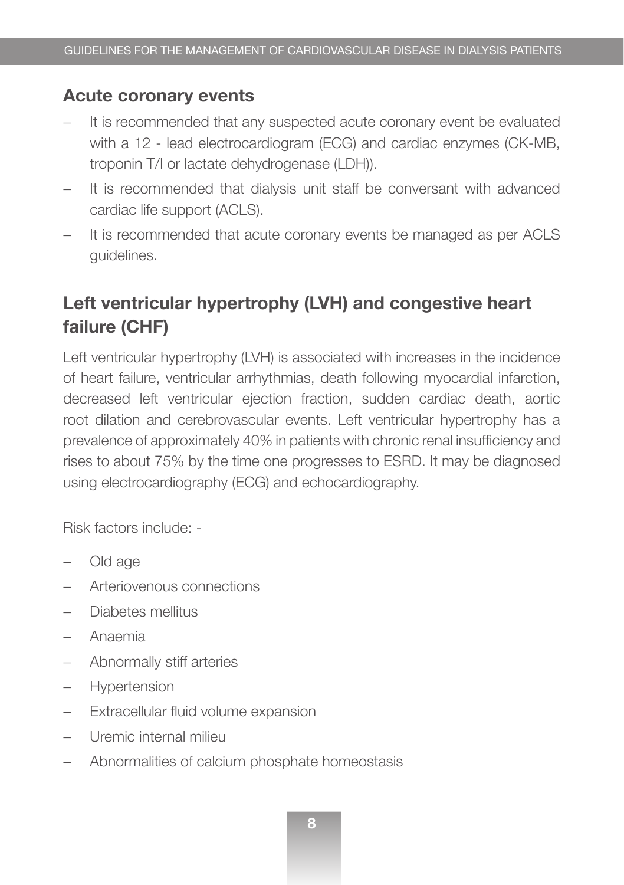## Acute coronary events

- It is recommended that any suspected acute coronary event be evaluated with a 12 - lead electrocardiogram (ECG) and cardiac enzymes (CK-MB, troponin T/I or lactate dehydrogenase (LDH)).
- It is recommended that dialysis unit staff be conversant with advanced cardiac life support (ACLS).
- It is recommended that acute coronary events be managed as per ACLS guidelines.

## Left ventricular hypertrophy (LVH) and congestive heart failure (CHF)

Left ventricular hypertrophy (LVH) is associated with increases in the incidence of heart failure, ventricular arrhythmias, death following myocardial infarction, decreased left ventricular ejection fraction, sudden cardiac death, aortic root dilation and cerebrovascular events. Left ventricular hypertrophy has a prevalence of approximately 40% in patients with chronic renal insufficiency and rises to about 75% by the time one progresses to ESRD. It may be diagnosed using electrocardiography (ECG) and echocardiography.

Risk factors include: -

- Old age
- Arteriovenous connections
- Diabetes mellitus
- Anaemia
- Abnormally stiff arteries
- Hypertension
- Extracellular fluid volume expansion
- Uremic internal milieu
- Abnormalities of calcium phosphate homeostasis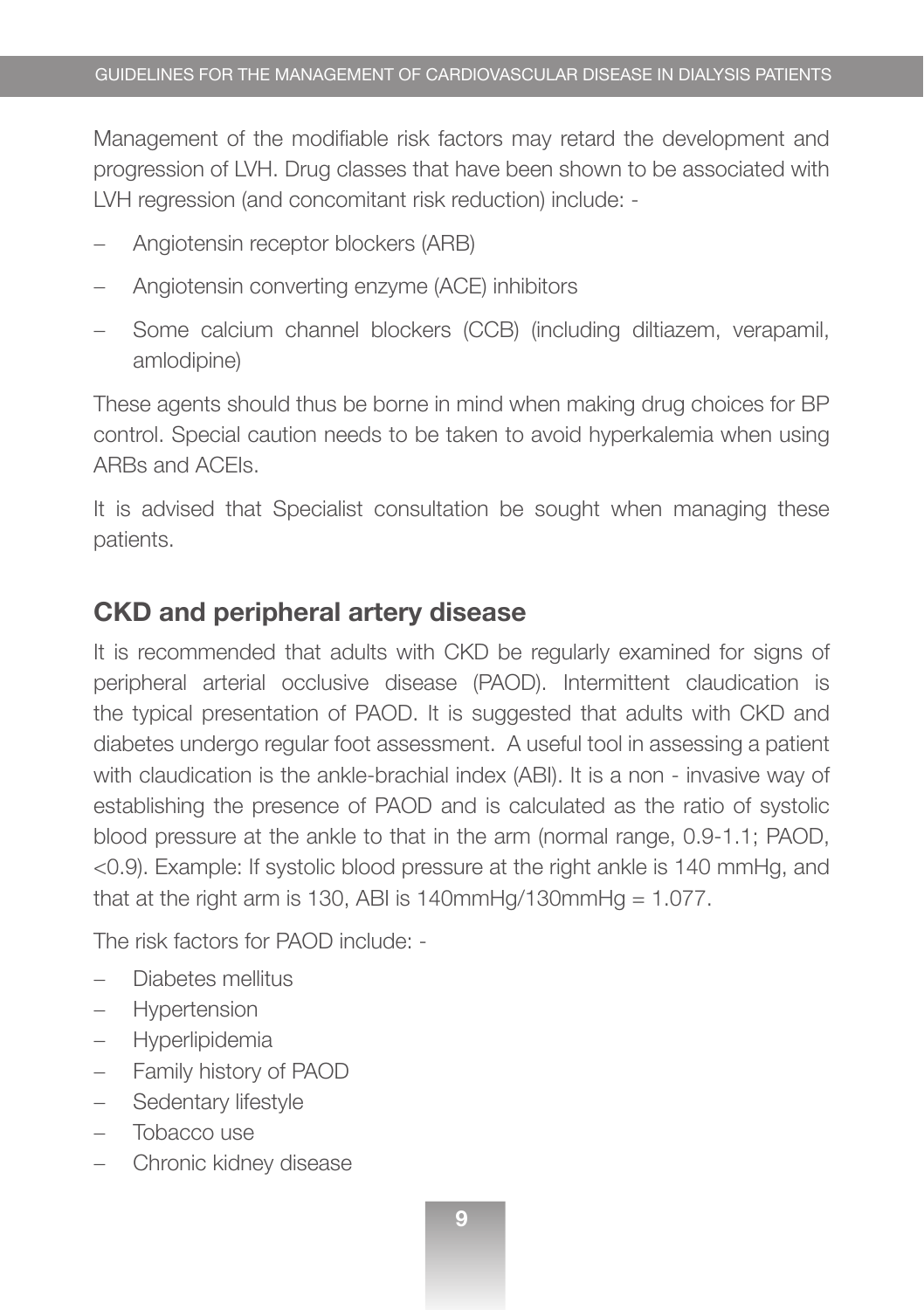Management of the modifiable risk factors may retard the development and progression of LVH. Drug classes that have been shown to be associated with LVH regression (and concomitant risk reduction) include: -

- Angiotensin receptor blockers (ARB)
- Angiotensin converting enzyme (ACE) inhibitors
- Some calcium channel blockers (CCB) (including diltiazem, verapamil, amlodipine)

These agents should thus be borne in mind when making drug choices for BP control. Special caution needs to be taken to avoid hyperkalemia when using ARBs and ACEIs.

It is advised that Specialist consultation be sought when managing these patients.

## CKD and peripheral artery disease

It is recommended that adults with CKD be regularly examined for signs of peripheral arterial occlusive disease (PAOD). Intermittent claudication is the typical presentation of PAOD. It is suggested that adults with CKD and diabetes undergo regular foot assessment. A useful tool in assessing a patient with claudication is the ankle-brachial index (ABI). It is a non - invasive way of establishing the presence of PAOD and is calculated as the ratio of systolic blood pressure at the ankle to that in the arm (normal range, 0.9-1.1; PAOD, <0.9). Example: If systolic blood pressure at the right ankle is 140 mmHg, and that at the right arm is 130, ABI is 140mmHg/130mmHg = 1.077.

The risk factors for PAOD include: -

- Diabetes mellitus
- Hypertension
- Hyperlipidemia
- Family history of PAOD
- Sedentary lifestyle
- Tobacco use
- Chronic kidney disease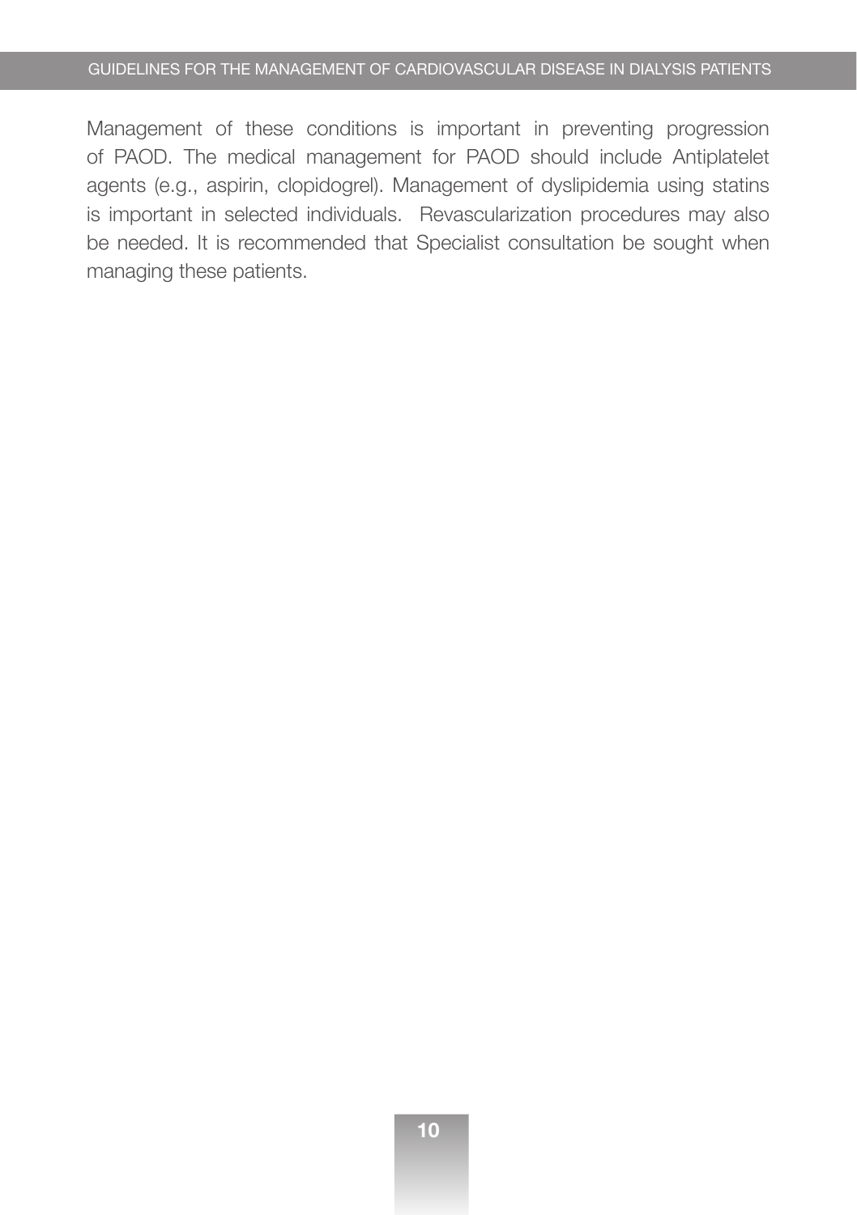Management of these conditions is important in preventing progression of PAOD. The medical management for PAOD should include Antiplatelet agents (e.g., aspirin, clopidogrel). Management of dyslipidemia using statins is important in selected individuals. Revascularization procedures may also be needed. It is recommended that Specialist consultation be sought when managing these patients.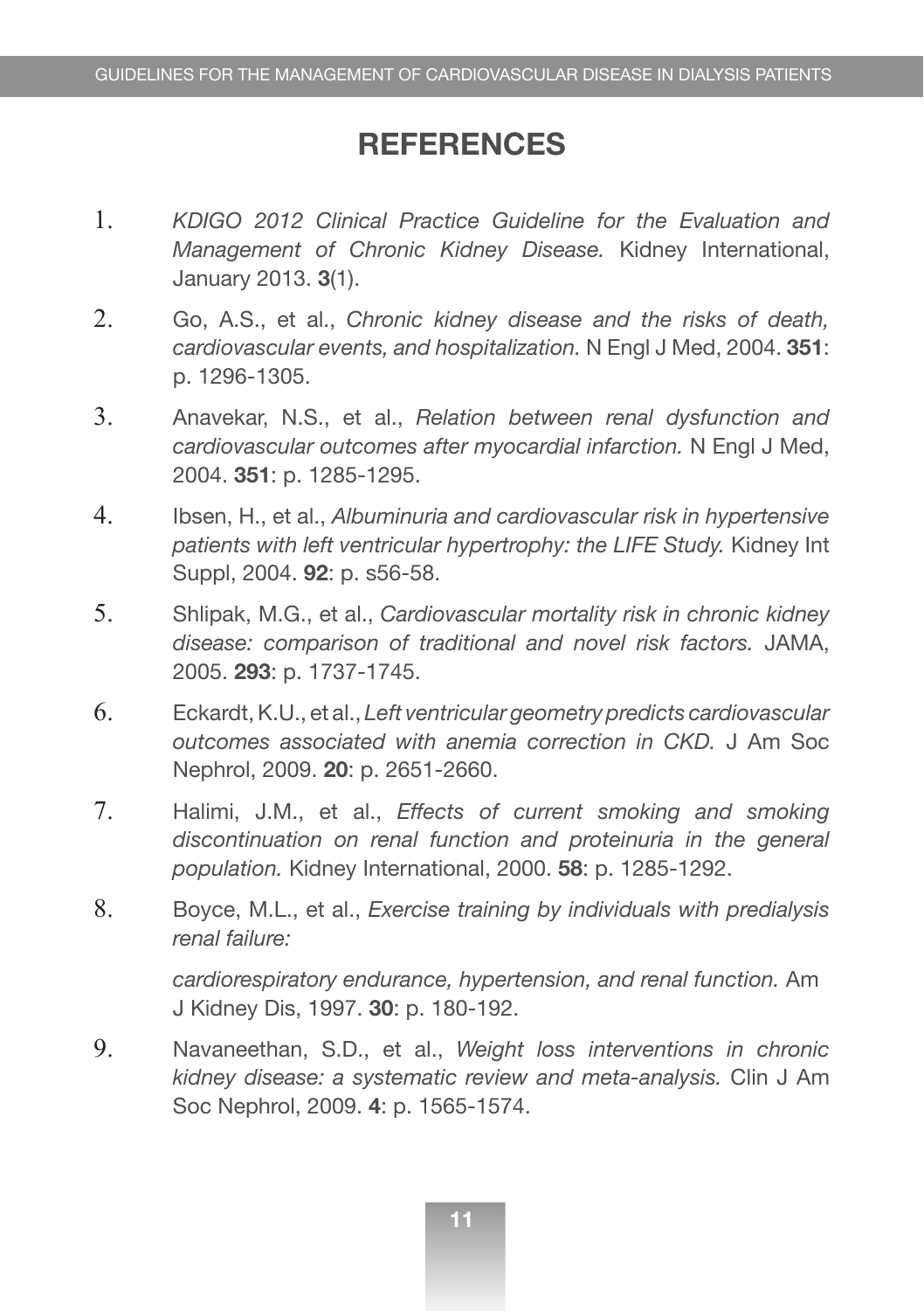# REFERENCES

1. *KDIGO 2012 Clinical Practice Guideline for the Evaluation and Management of Chronic Kidney Disease.* Kidney International, January 2013. **3**(1).
2. Go, A.S., et al., *Chronic kidney disease and the risks of death, cardiovascular events, and hospitalization.* N Engl J Med, 2004. **351**: p. 1296-1305.
3. Anavekar, N.S., et al., *Relation between renal dysfunction and cardiovascular outcomes after myocardial infarction.* N Engl J Med, 2004. **351**: p. 1285-1295.
4. Ibsen, H., et al., *Albuminuria and cardiovascular risk in hypertensive patients with left ventricular hypertrophy: the LIFE Study.* Kidney Int Suppl, 2004. **92**: p. s56-58.
5. Shlipak, M.G., et al., *Cardiovascular mortality risk in chronic kidney disease: comparison of traditional and novel risk factors.* JAMA, 2005. **293**: p. 1737-1745.
6. Eckardt, K.U., et al., *Left ventricular geometry predicts cardiovascular outcomes associated with anemia correction in CKD.* J Am Soc Nephrol, 2009. **20**: p. 2651-2660.
7. Halimi, J.M., et al., *Effects of current smoking and smoking discontinuation on renal function and proteinuria in the general population.* Kidney International, 2000. **58**: p. 1285-1292.
8. Boyce, M.L., et al., *Exercise training by individuals with predialysis renal failure:*

   *cardiorespiratory endurance, hypertension, and renal function.* Am J Kidney Dis, 1997. **30**: p. 180-192.
9. Navaneethan, S.D., et al., *Weight loss interventions in chronic kidney disease: a systematic review and meta-analysis.* Clin J Am Soc Nephrol, 2009. **4**: p. 1565-1574.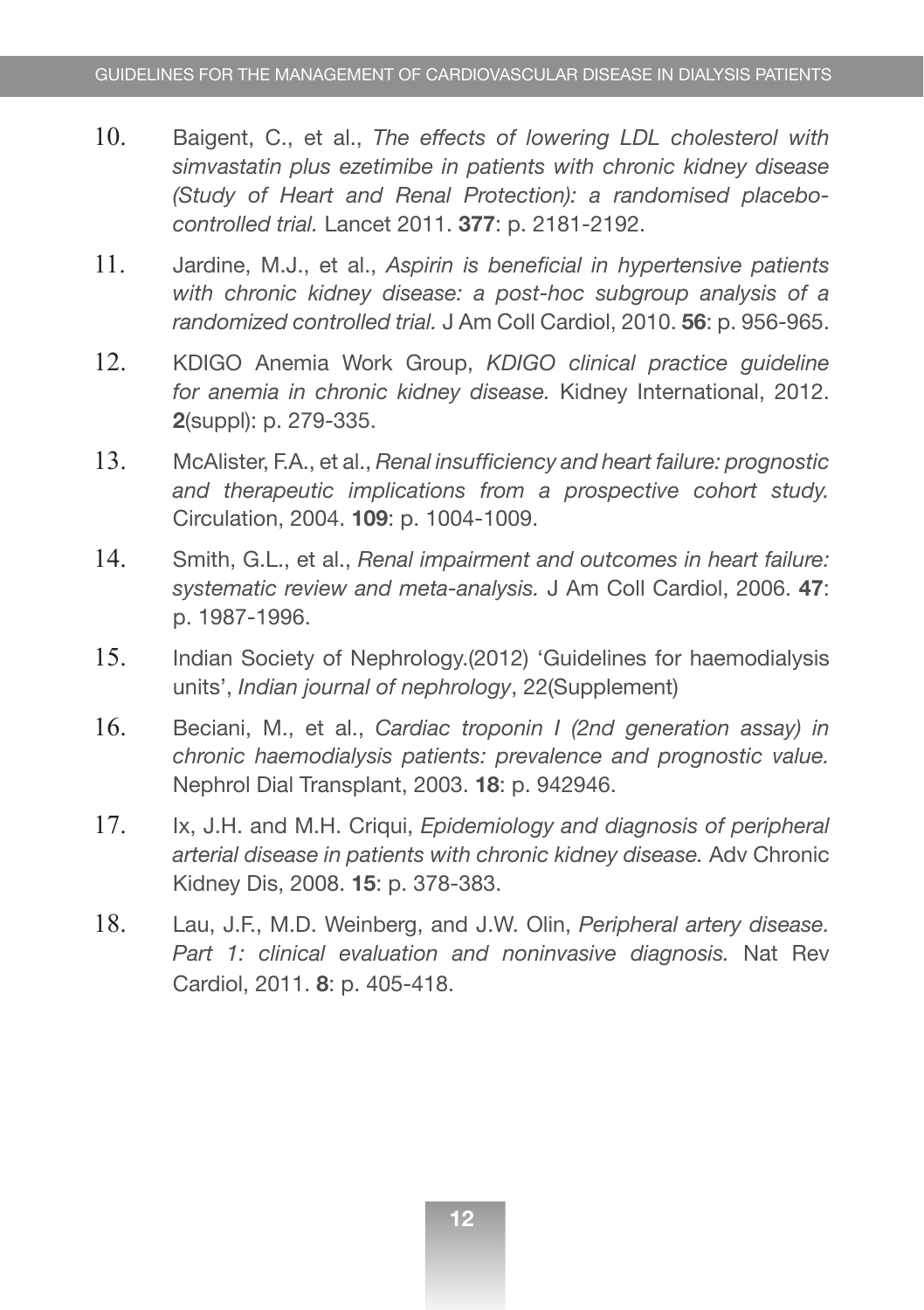10. Baigent, C., et al., *The effects of lowering LDL cholesterol with simvastatin plus ezetimibe in patients with chronic kidney disease (Study of Heart and Renal Protection): a randomised placebo-controlled trial.* Lancet 2011. **377**: p. 2181-2192.

11. Jardine, M.J., et al., *Aspirin is beneficial in hypertensive patients with chronic kidney disease: a post-hoc subgroup analysis of a randomized controlled trial.* J Am Coll Cardiol, 2010. **56**: p. 956-965.

12. KDIGO Anemia Work Group, *KDIGO clinical practice guideline for anemia in chronic kidney disease.* Kidney International, 2012. **2**(suppl): p. 279-335.

13. McAlister, F.A., et al., *Renal insufficiency and heart failure: prognostic and therapeutic implications from a prospective cohort study.* Circulation, 2004. **109**: p. 1004-1009.

14. Smith, G.L., et al., *Renal impairment and outcomes in heart failure: systematic review and meta-analysis.* J Am Coll Cardiol, 2006. **47**: p. 1987-1996.

15. Indian Society of Nephrology.(2012) 'Guidelines for haemodialysis units', *Indian journal of nephrology*, 22(Supplement)

16. Beciani, M., et al., *Cardiac troponin I (2nd generation assay) in chronic haemodialysis patients: prevalence and prognostic value.* Nephrol Dial Transplant, 2003. **18**: p. 942946.

17. Ix, J.H. and M.H. Criqui, *Epidemiology and diagnosis of peripheral arterial disease in patients with chronic kidney disease.* Adv Chronic Kidney Dis, 2008. **15**: p. 378-383.

18. Lau, J.F., M.D. Weinberg, and J.W. Olin, *Peripheral artery disease. Part 1: clinical evaluation and noninvasive diagnosis.* Nat Rev Cardiol, 2011. **8**: p. 405-418.